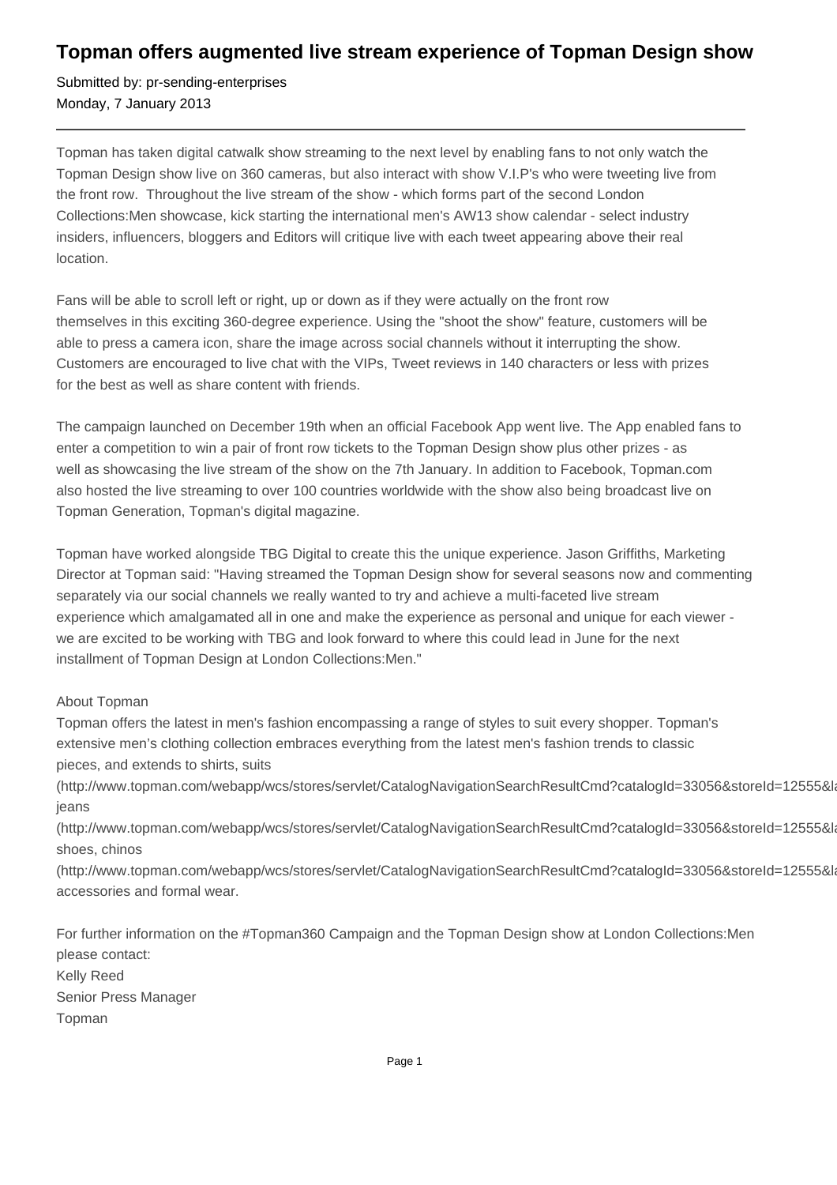# Topman offers augmented live stream experience of Topman Design show

Submitted by: pr-sending-enterprises
Monday, 7 January 2013

---

Topman has taken digital catwalk show streaming to the next level by enabling fans to not only watch the Topman Design show live on 360 cameras, but also interact with show V.I.P's who were tweeting live from the front row.  Throughout the live stream of the show - which forms part of the second London Collections:Men showcase, kick starting the international men's AW13 show calendar - select industry insiders, influencers, bloggers and Editors will critique live with each tweet appearing above their real location.

Fans will be able to scroll left or right, up or down as if they were actually on the front row themselves in this exciting 360-degree experience. Using the "shoot the show" feature, customers will be able to press a camera icon, share the image across social channels without it interrupting the show. Customers are encouraged to live chat with the VIPs, Tweet reviews in 140 characters or less with prizes for the best as well as share content with friends.

The campaign launched on December 19th when an official Facebook App went live. The App enabled fans to enter a competition to win a pair of front row tickets to the Topman Design show plus other prizes - as well as showcasing the live stream of the show on the 7th January. In addition to Facebook, Topman.com also hosted the live streaming to over 100 countries worldwide with the show also being broadcast live on Topman Generation, Topman's digital magazine.

Topman have worked alongside TBG Digital to create this the unique experience. Jason Griffiths, Marketing Director at Topman said: "Having streamed the Topman Design show for several seasons now and commenting separately via our social channels we really wanted to try and achieve a multi-faceted live stream experience which amalgamated all in one and make the experience as personal and unique for each viewer - we are excited to be working with TBG and look forward to where this could lead in June for the next installment of Topman Design at London Collections:Men."

About Topman
Topman offers the latest in men's fashion encompassing a range of styles to suit every shopper. Topman's extensive men's clothing collection embraces everything from the latest men's fashion trends to classic pieces, and extends to shirts, suits
(http://www.topman.com/webapp/wcs/stores/servlet/CatalogNavigationSearchResultCmd?catalogId=33056&storeId=12555&la
jeans
(http://www.topman.com/webapp/wcs/stores/servlet/CatalogNavigationSearchResultCmd?catalogId=33056&storeId=12555&la
shoes, chinos
(http://www.topman.com/webapp/wcs/stores/servlet/CatalogNavigationSearchResultCmd?catalogId=33056&storeId=12555&la
accessories and formal wear.

For further information on the #Topman360 Campaign and the Topman Design show at London Collections:Men please contact:
Kelly Reed
Senior Press Manager
Topman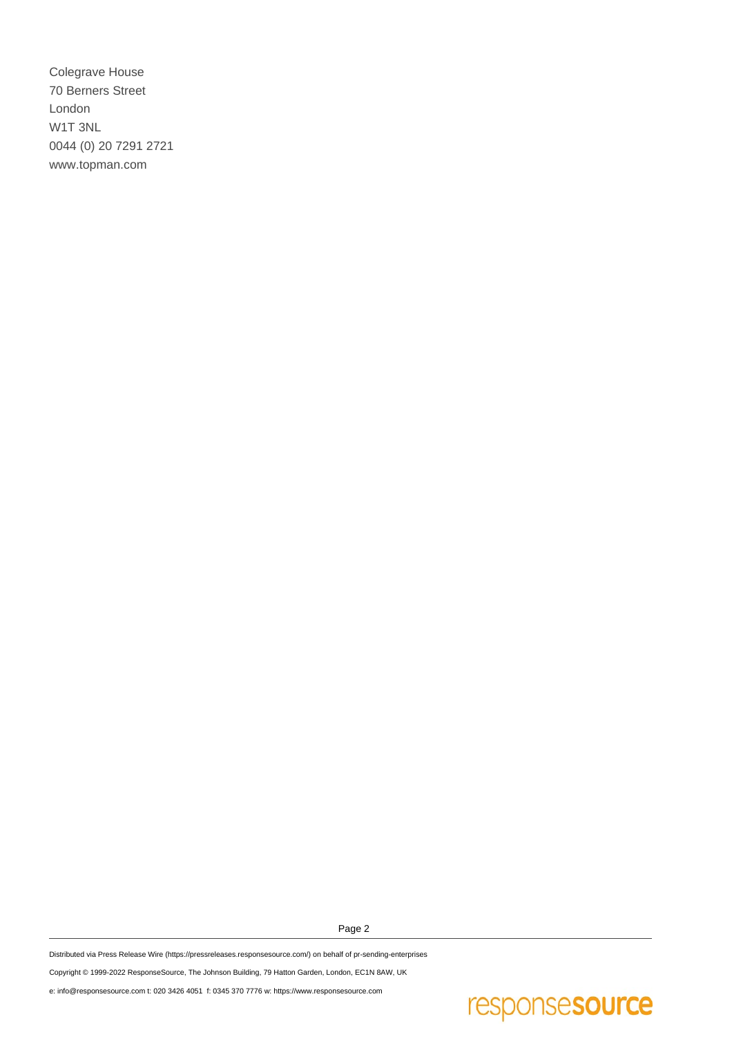Colegrave House
70 Berners Street
London
W1T 3NL
0044 (0) 20 7291 2721
www.topman.com